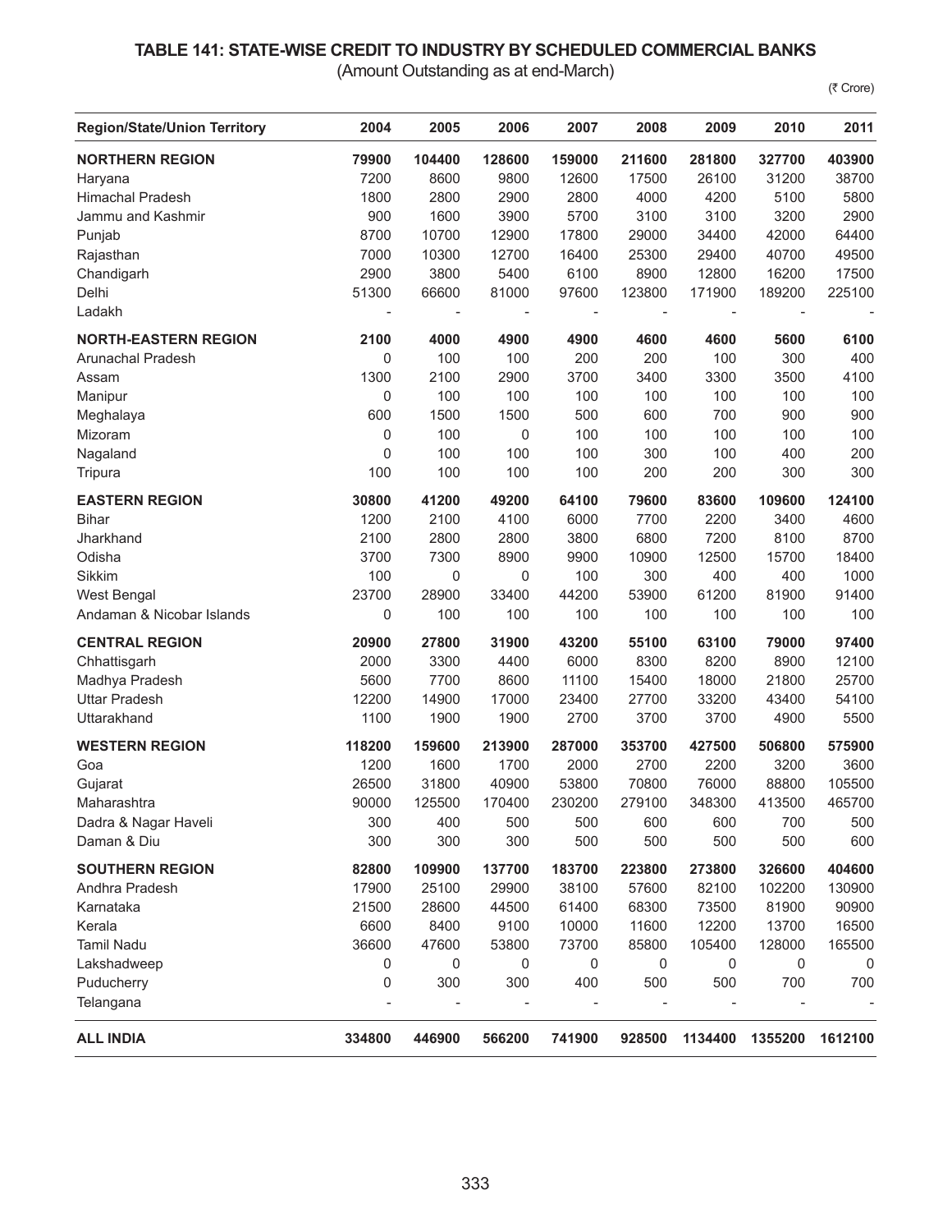# TABLE 141: STATE-WISE CREDIT TO INDUSTRY BY SCHEDULED COMMERCIAL BANKS

(Amount Outstanding as at end-March)

(₹ Crore)

| Region/State/Union Territory | 2004 | 2005 | 2006 | 2007 | 2008 | 2009 | 2010 | 2011 |
|---|---|---|---|---|---|---|---|---|
| **NORTHERN REGION** | **79900** | **104400** | **128600** | **159000** | **211600** | **281800** | **327700** | **403900** |
| Haryana | 7200 | 8600 | 9800 | 12600 | 17500 | 26100 | 31200 | 38700 |
| Himachal Pradesh | 1800 | 2800 | 2900 | 2800 | 4000 | 4200 | 5100 | 5800 |
| Jammu and Kashmir | 900 | 1600 | 3900 | 5700 | 3100 | 3100 | 3200 | 2900 |
| Punjab | 8700 | 10700 | 12900 | 17800 | 29000 | 34400 | 42000 | 64400 |
| Rajasthan | 7000 | 10300 | 12700 | 16400 | 25300 | 29400 | 40700 | 49500 |
| Chandigarh | 2900 | 3800 | 5400 | 6100 | 8900 | 12800 | 16200 | 17500 |
| Delhi | 51300 | 66600 | 81000 | 97600 | 123800 | 171900 | 189200 | 225100 |
| Ladakh | - | - | - | - | - | - | - | - |
| **NORTH-EASTERN REGION** | **2100** | **4000** | **4900** | **4900** | **4600** | **4600** | **5600** | **6100** |
| Arunachal Pradesh | 0 | 100 | 100 | 200 | 200 | 100 | 300 | 400 |
| Assam | 1300 | 2100 | 2900 | 3700 | 3400 | 3300 | 3500 | 4100 |
| Manipur | 0 | 100 | 100 | 100 | 100 | 100 | 100 | 100 |
| Meghalaya | 600 | 1500 | 1500 | 500 | 600 | 700 | 900 | 900 |
| Mizoram | 0 | 100 | 0 | 100 | 100 | 100 | 100 | 100 |
| Nagaland | 0 | 100 | 100 | 100 | 300 | 100 | 400 | 200 |
| Tripura | 100 | 100 | 100 | 100 | 200 | 200 | 300 | 300 |
| **EASTERN REGION** | **30800** | **41200** | **49200** | **64100** | **79600** | **83600** | **109600** | **124100** |
| Bihar | 1200 | 2100 | 4100 | 6000 | 7700 | 2200 | 3400 | 4600 |
| Jharkhand | 2100 | 2800 | 2800 | 3800 | 6800 | 7200 | 8100 | 8700 |
| Odisha | 3700 | 7300 | 8900 | 9900 | 10900 | 12500 | 15700 | 18400 |
| Sikkim | 100 | 0 | 0 | 100 | 300 | 400 | 400 | 1000 |
| West Bengal | 23700 | 28900 | 33400 | 44200 | 53900 | 61200 | 81900 | 91400 |
| Andaman & Nicobar Islands | 0 | 100 | 100 | 100 | 100 | 100 | 100 | 100 |
| **CENTRAL REGION** | **20900** | **27800** | **31900** | **43200** | **55100** | **63100** | **79000** | **97400** |
| Chhattisgarh | 2000 | 3300 | 4400 | 6000 | 8300 | 8200 | 8900 | 12100 |
| Madhya Pradesh | 5600 | 7700 | 8600 | 11100 | 15400 | 18000 | 21800 | 25700 |
| Uttar Pradesh | 12200 | 14900 | 17000 | 23400 | 27700 | 33200 | 43400 | 54100 |
| Uttarakhand | 1100 | 1900 | 1900 | 2700 | 3700 | 3700 | 4900 | 5500 |
| **WESTERN REGION** | **118200** | **159600** | **213900** | **287000** | **353700** | **427500** | **506800** | **575900** |
| Goa | 1200 | 1600 | 1700 | 2000 | 2700 | 2200 | 3200 | 3600 |
| Gujarat | 26500 | 31800 | 40900 | 53800 | 70800 | 76000 | 88800 | 105500 |
| Maharashtra | 90000 | 125500 | 170400 | 230200 | 279100 | 348300 | 413500 | 465700 |
| Dadra & Nagar Haveli | 300 | 400 | 500 | 500 | 600 | 600 | 700 | 500 |
| Daman & Diu | 300 | 300 | 300 | 500 | 500 | 500 | 500 | 600 |
| **SOUTHERN REGION** | **82800** | **109900** | **137700** | **183700** | **223800** | **273800** | **326600** | **404600** |
| Andhra Pradesh | 17900 | 25100 | 29900 | 38100 | 57600 | 82100 | 102200 | 130900 |
| Karnataka | 21500 | 28600 | 44500 | 61400 | 68300 | 73500 | 81900 | 90900 |
| Kerala | 6600 | 8400 | 9100 | 10000 | 11600 | 12200 | 13700 | 16500 |
| Tamil Nadu | 36600 | 47600 | 53800 | 73700 | 85800 | 105400 | 128000 | 165500 |
| Lakshadweep | 0 | 0 | 0 | 0 | 0 | 0 | 0 | 0 |
| Puducherry | 0 | 300 | 300 | 400 | 500 | 500 | 700 | 700 |
| Telangana | - | - | - | - | - | - | - | - |
| **ALL INDIA** | **334800** | **446900** | **566200** | **741900** | **928500** | **1134400** | **1355200** | **1612100** |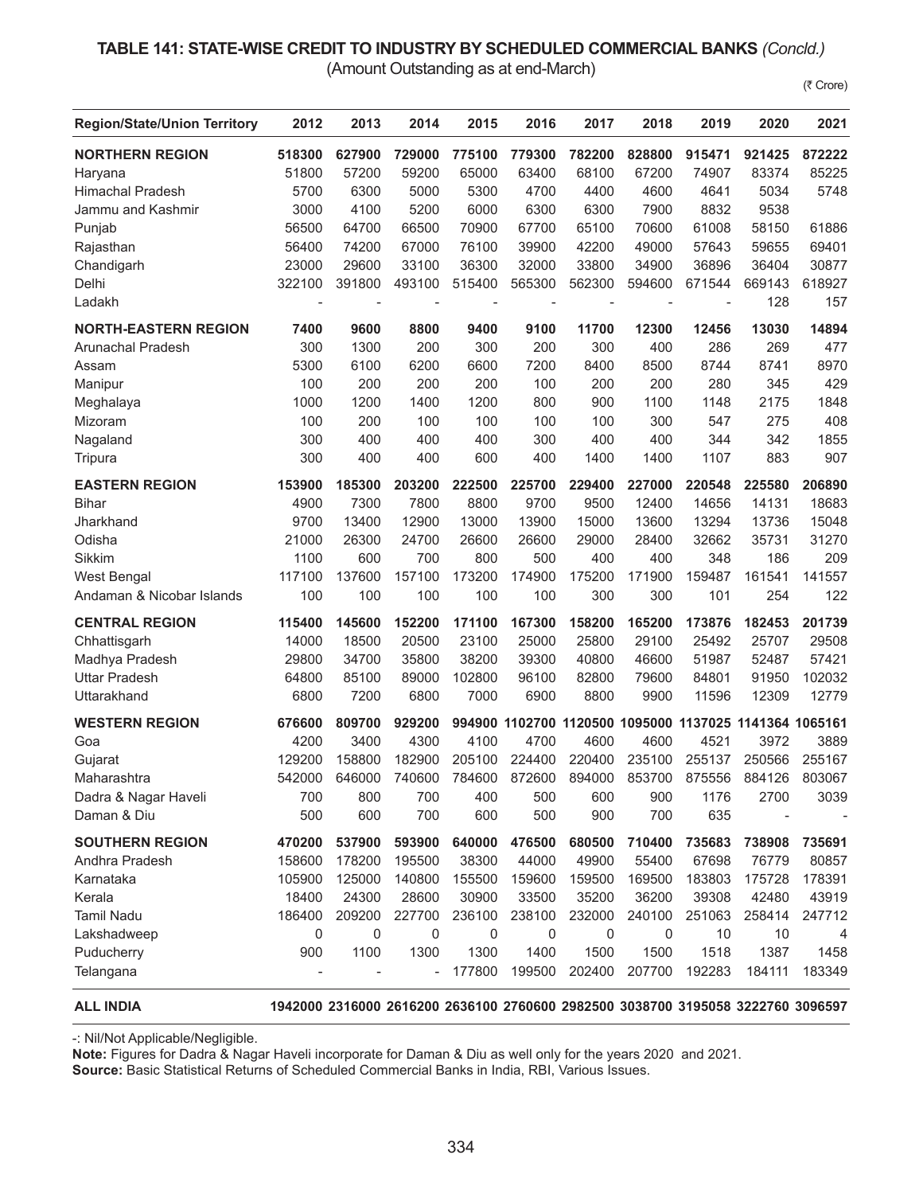## TABLE 141: STATE-WISE CREDIT TO INDUSTRY BY SCHEDULED COMMERCIAL BANKS *(Concld.)*

(Amount Outstanding as at end-March)

(₹ Crore)

| Region/State/Union Territory | 2012 | 2013 | 2014 | 2015 | 2016 | 2017 | 2018 | 2019 | 2020 | 2021 |
|---|---|---|---|---|---|---|---|---|---|---|
| **NORTHERN REGION** | **518300** | **627900** | **729000** | **775100** | **779300** | **782200** | **828800** | **915471** | **921425** | **872222** |
| Haryana | 51800 | 57200 | 59200 | 65000 | 63400 | 68100 | 67200 | 74907 | 83374 | 85225 |
| Himachal Pradesh | 5700 | 6300 | 5000 | 5300 | 4700 | 4400 | 4600 | 4641 | 5034 | 5748 |
| Jammu and Kashmir | 3000 | 4100 | 5200 | 6000 | 6300 | 6300 | 7900 | 8832 | 9538 | |
| Punjab | 56500 | 64700 | 66500 | 70900 | 67700 | 65100 | 70600 | 61008 | 58150 | 61886 |
| Rajasthan | 56400 | 74200 | 67000 | 76100 | 39900 | 42200 | 49000 | 57643 | 59655 | 69401 |
| Chandigarh | 23000 | 29600 | 33100 | 36300 | 32000 | 33800 | 34900 | 36896 | 36404 | 30877 |
| Delhi | 322100 | 391800 | 493100 | 515400 | 565300 | 562300 | 594600 | 671544 | 669143 | 618927 |
| Ladakh | - | - | - | - | - | - | - | - | 128 | 157 |
| **NORTH-EASTERN REGION** | **7400** | **9600** | **8800** | **9400** | **9100** | **11700** | **12300** | **12456** | **13030** | **14894** |
| Arunachal Pradesh | 300 | 1300 | 200 | 300 | 200 | 300 | 400 | 286 | 269 | 477 |
| Assam | 5300 | 6100 | 6200 | 6600 | 7200 | 8400 | 8500 | 8744 | 8741 | 8970 |
| Manipur | 100 | 200 | 200 | 200 | 100 | 200 | 200 | 280 | 345 | 429 |
| Meghalaya | 1000 | 1200 | 1400 | 1200 | 800 | 900 | 1100 | 1148 | 2175 | 1848 |
| Mizoram | 100 | 200 | 100 | 100 | 100 | 100 | 300 | 547 | 275 | 408 |
| Nagaland | 300 | 400 | 400 | 400 | 300 | 400 | 400 | 344 | 342 | 1855 |
| Tripura | 300 | 400 | 400 | 600 | 400 | 1400 | 1400 | 1107 | 883 | 907 |
| **EASTERN REGION** | **153900** | **185300** | **203200** | **222500** | **225700** | **229400** | **227000** | **220548** | **225580** | **206890** |
| Bihar | 4900 | 7300 | 7800 | 8800 | 9700 | 9500 | 12400 | 14656 | 14131 | 18683 |
| Jharkhand | 9700 | 13400 | 12900 | 13000 | 13900 | 15000 | 13600 | 13294 | 13736 | 15048 |
| Odisha | 21000 | 26300 | 24700 | 26600 | 26600 | 29000 | 28400 | 32662 | 35731 | 31270 |
| Sikkim | 1100 | 600 | 700 | 800 | 500 | 400 | 400 | 348 | 186 | 209 |
| West Bengal | 117100 | 137600 | 157100 | 173200 | 174900 | 175200 | 171900 | 159487 | 161541 | 141557 |
| Andaman & Nicobar Islands | 100 | 100 | 100 | 100 | 100 | 300 | 300 | 101 | 254 | 122 |
| **CENTRAL REGION** | **115400** | **145600** | **152200** | **171100** | **167300** | **158200** | **165200** | **173876** | **182453** | **201739** |
| Chhattisgarh | 14000 | 18500 | 20500 | 23100 | 25000 | 25800 | 29100 | 25492 | 25707 | 29508 |
| Madhya Pradesh | 29800 | 34700 | 35800 | 38200 | 39300 | 40800 | 46600 | 51987 | 52487 | 57421 |
| Uttar Pradesh | 64800 | 85100 | 89000 | 102800 | 96100 | 82800 | 79600 | 84801 | 91950 | 102032 |
| Uttarakhand | 6800 | 7200 | 6800 | 7000 | 6900 | 8800 | 9900 | 11596 | 12309 | 12779 |
| **WESTERN REGION** | **676600** | **809700** | **929200** | **994900** | **1102700** | **1120500** | **1095000** | **1137025** | **1141364** | **1065161** |
| Goa | 4200 | 3400 | 4300 | 4100 | 4700 | 4600 | 4600 | 4521 | 3972 | 3889 |
| Gujarat | 129200 | 158800 | 182900 | 205100 | 224400 | 220400 | 235100 | 255137 | 250566 | 255167 |
| Maharashtra | 542000 | 646000 | 740600 | 784600 | 872600 | 894000 | 853700 | 875556 | 884126 | 803067 |
| Dadra & Nagar Haveli | 700 | 800 | 700 | 400 | 500 | 600 | 900 | 1176 | 2700 | 3039 |
| Daman & Diu | 500 | 600 | 700 | 600 | 500 | 900 | 700 | 635 | - | - |
| **SOUTHERN REGION** | **470200** | **537900** | **593900** | **640000** | **476500** | **680500** | **710400** | **735683** | **738908** | **735691** |
| Andhra Pradesh | 158600 | 178200 | 195500 | 38300 | 44000 | 49900 | 55400 | 67698 | 76779 | 80857 |
| Karnataka | 105900 | 125000 | 140800 | 155500 | 159600 | 159500 | 169500 | 183803 | 175728 | 178391 |
| Kerala | 18400 | 24300 | 28600 | 30900 | 33500 | 35200 | 36200 | 39308 | 42480 | 43919 |
| Tamil Nadu | 186400 | 209200 | 227700 | 236100 | 238100 | 232000 | 240100 | 251063 | 258414 | 247712 |
| Lakshadweep | 0 | 0 | 0 | 0 | 0 | 0 | 0 | 10 | 10 | 4 |
| Puducherry | 900 | 1100 | 1300 | 1300 | 1400 | 1500 | 1500 | 1518 | 1387 | 1458 |
| Telangana | - | - | - | 177800 | 199500 | 202400 | 207700 | 192283 | 184111 | 183349 |
| **ALL INDIA** | **1942000** | **2316000** | **2616200** | **2636100** | **2760600** | **2982500** | **3038700** | **3195058** | **3222760** | **3096597** |

-: Nil/Not Applicable/Negligible.

**Note:** Figures for Dadra & Nagar Haveli incorporate for Daman & Diu as well only for the years 2020 and 2021.

**Source:** Basic Statistical Returns of Scheduled Commercial Banks in India, RBI, Various Issues.